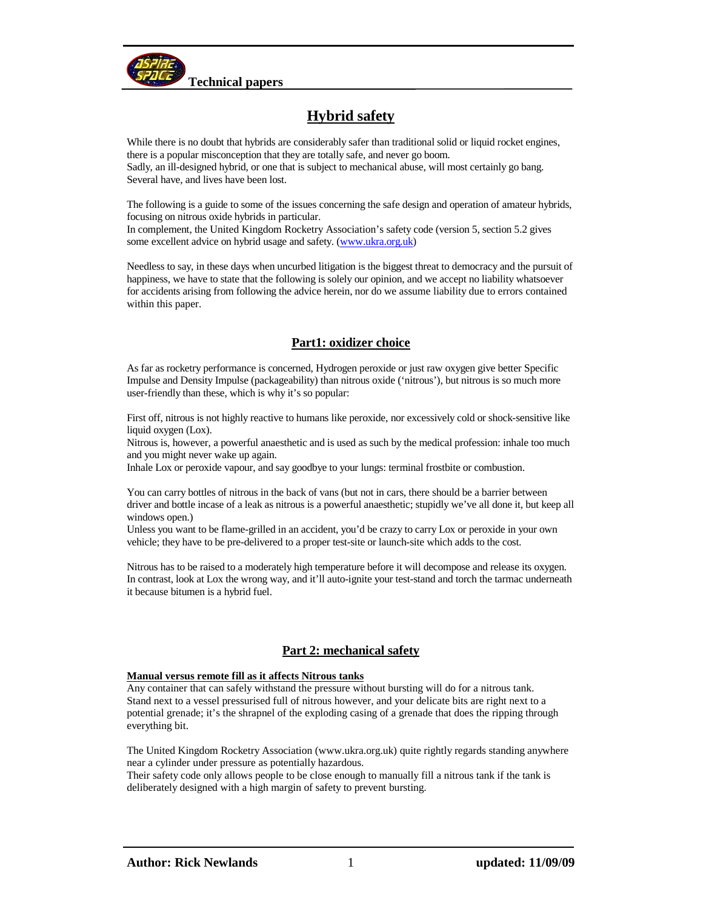# Hybrid safety

While there is no doubt that hybrids are considerably safer than traditional solid or liquid rocket engines, there is a popular misconception that they are totally safe, and never go boom.
Sadly, an ill-designed hybrid, or one that is subject to mechanical abuse, will most certainly go bang. Several have, and lives have been lost.

The following is a guide to some of the issues concerning the safe design and operation of amateur hybrids, focusing on nitrous oxide hybrids in particular.
In complement, the United Kingdom Rocketry Association's safety code (version 5, section 5.2 gives some excellent advice on hybrid usage and safety. (www.ukra.org.uk)

Needless to say, in these days when uncurbed litigation is the biggest threat to democracy and the pursuit of happiness, we have to state that the following is solely our opinion, and we accept no liability whatsoever for accidents arising from following the advice herein, nor do we assume liability due to errors contained within this paper.

## Part1: oxidizer choice

As far as rocketry performance is concerned, Hydrogen peroxide or just raw oxygen give better Specific Impulse and Density Impulse (packageability) than nitrous oxide ('nitrous'), but nitrous is so much more user-friendly than these, which is why it's so popular:

First off, nitrous is not highly reactive to humans like peroxide, nor excessively cold or shock-sensitive like liquid oxygen (Lox).
Nitrous is, however, a powerful anaesthetic and is used as such by the medical profession: inhale too much and you might never wake up again.
Inhale Lox or peroxide vapour, and say goodbye to your lungs: terminal frostbite or combustion.

You can carry bottles of nitrous in the back of vans (but not in cars, there should be a barrier between driver and bottle incase of a leak as nitrous is a powerful anaesthetic; stupidly we've all done it, but keep all windows open.)
Unless you want to be flame-grilled in an accident, you'd be crazy to carry Lox or peroxide in your own vehicle; they have to be pre-delivered to a proper test-site or launch-site which adds to the cost.

Nitrous has to be raised to a moderately high temperature before it will decompose and release its oxygen.
In contrast, look at Lox the wrong way, and it'll auto-ignite your test-stand and torch the tarmac underneath it because bitumen is a hybrid fuel.

## Part 2: mechanical safety

**Manual versus remote fill as it affects Nitrous tanks**
Any container that can safely withstand the pressure without bursting will do for a nitrous tank.
Stand next to a vessel pressurised full of nitrous however, and your delicate bits are right next to a potential grenade; it's the shrapnel of the exploding casing of a grenade that does the ripping through everything bit.

The United Kingdom Rocketry Association (www.ukra.org.uk) quite rightly regards standing anywhere near a cylinder under pressure as potentially hazardous.
Their safety code only allows people to be close enough to manually fill a nitrous tank if the tank is deliberately designed with a high margin of safety to prevent bursting.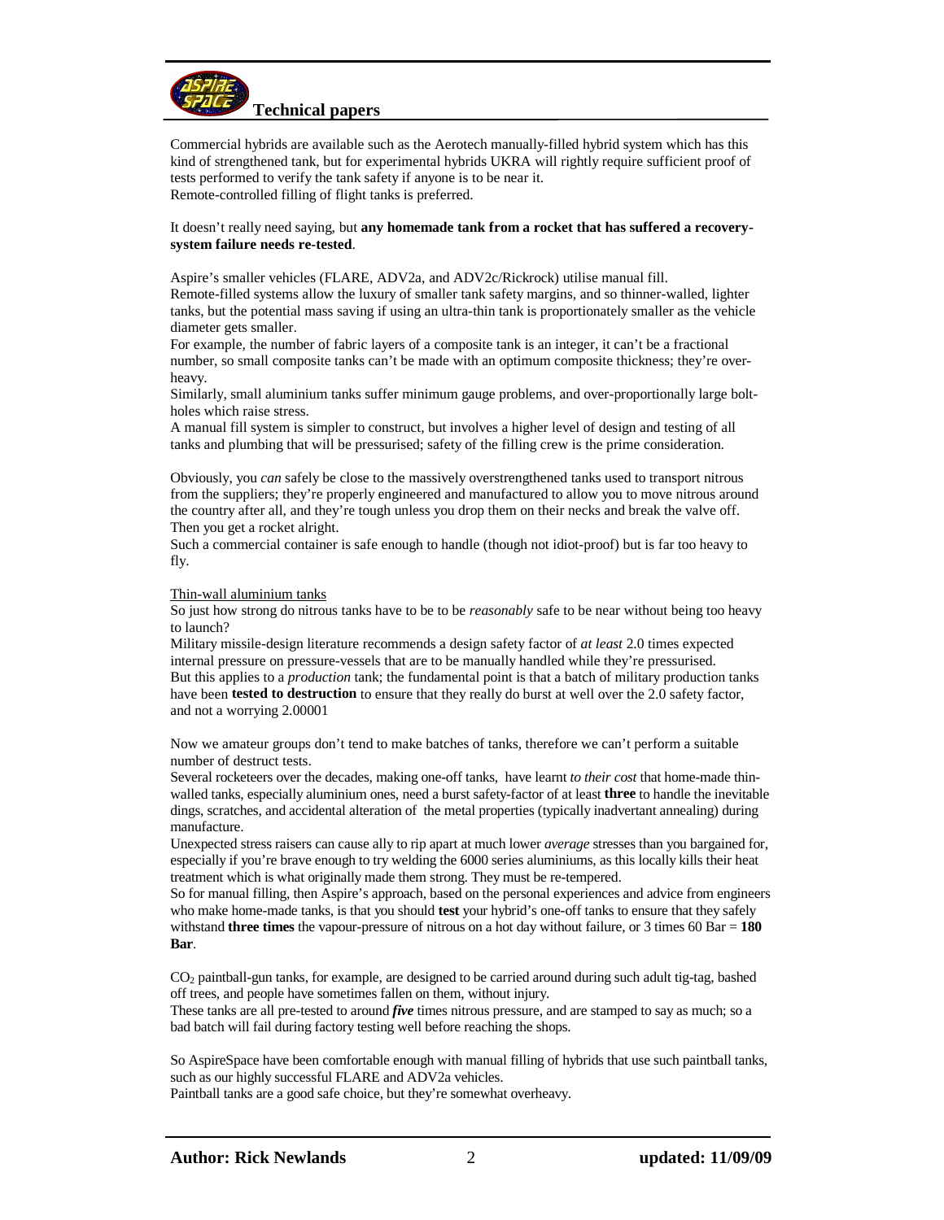Commercial hybrids are available such as the Aerotech manually-filled hybrid system which has this kind of strengthened tank, but for experimental hybrids UKRA will rightly require sufficient proof of tests performed to verify the tank safety if anyone is to be near it.
Remote-controlled filling of flight tanks is preferred.

It doesn't really need saying, but **any homemade tank from a rocket that has suffered a recovery-system failure needs re-tested**.

Aspire's smaller vehicles (FLARE, ADV2a, and ADV2c/Rickrock) utilise manual fill.
Remote-filled systems allow the luxury of smaller tank safety margins, and so thinner-walled, lighter tanks, but the potential mass saving if using an ultra-thin tank is proportionately smaller as the vehicle diameter gets smaller.
For example, the number of fabric layers of a composite tank is an integer, it can't be a fractional number, so small composite tanks can't be made with an optimum composite thickness; they're over-heavy.
Similarly, small aluminium tanks suffer minimum gauge problems, and over-proportionally large bolt-holes which raise stress.
A manual fill system is simpler to construct, but involves a higher level of design and testing of all tanks and plumbing that will be pressurised; safety of the filling crew is the prime consideration.

Obviously, you *can* safely be close to the massively overstrengthened tanks used to transport nitrous from the suppliers; they're properly engineered and manufactured to allow you to move nitrous around the country after all, and they're tough unless you drop them on their necks and break the valve off. Then you get a rocket alright.
Such a commercial container is safe enough to handle (though not idiot-proof) but is far too heavy to fly.

Thin-wall aluminium tanks

So just how strong do nitrous tanks have to be to be *reasonably* safe to be near without being too heavy to launch?
Military missile-design literature recommends a design safety factor of *at least* 2.0 times expected internal pressure on pressure-vessels that are to be manually handled while they're pressurised.
But this applies to a *production* tank; the fundamental point is that a batch of military production tanks have been **tested to destruction** to ensure that they really do burst at well over the 2.0 safety factor, and not a worrying 2.00001

Now we amateur groups don't tend to make batches of tanks, therefore we can't perform a suitable number of destruct tests.
Several rocketeers over the decades, making one-off tanks, have learnt *to their cost* that home-made thin-walled tanks, especially aluminium ones, need a burst safety-factor of at least **three** to handle the inevitable dings, scratches, and accidental alteration of the metal properties (typically inadvertant annealing) during manufacture.
Unexpected stress raisers can cause ally to rip apart at much lower *average* stresses than you bargained for, especially if you're brave enough to try welding the 6000 series aluminiums, as this locally kills their heat treatment which is what originally made them strong. They must be re-tempered.
So for manual filling, then Aspire's approach, based on the personal experiences and advice from engineers who make home-made tanks, is that you should **test** your hybrid's one-off tanks to ensure that they safely withstand **three times** the vapour-pressure of nitrous on a hot day without failure, or 3 times 60 Bar = **180 Bar**.

$CO_2$ paintball-gun tanks, for example, are designed to be carried around during such adult tig-tag, bashed off trees, and people have sometimes fallen on them, without injury.
These tanks are all pre-tested to around ***five*** times nitrous pressure, and are stamped to say as much; so a bad batch will fail during factory testing well before reaching the shops.

So AspireSpace have been comfortable enough with manual filling of hybrids that use such paintball tanks, such as our highly successful FLARE and ADV2a vehicles.
Paintball tanks are a good safe choice, but they're somewhat overheavy.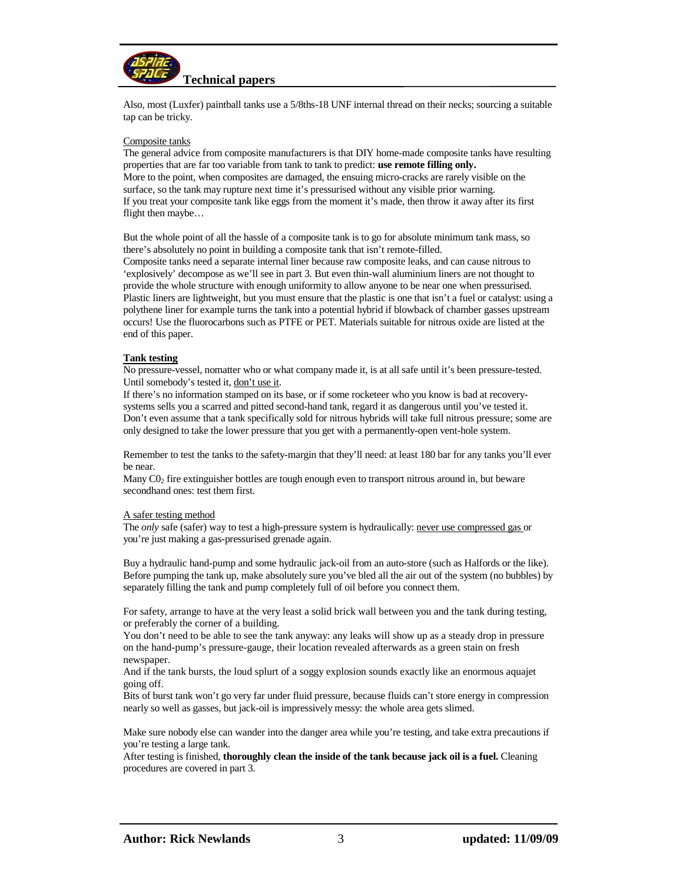Also, most (Luxfer) paintball tanks use a 5/8ths-18 UNF internal thread on their necks; sourcing a suitable tap can be tricky.

Composite tanks

The general advice from composite manufacturers is that DIY home-made composite tanks have resulting properties that are far too variable from tank to tank to predict: **use remote filling only.**
More to the point, when composites are damaged, the ensuing micro-cracks are rarely visible on the surface, so the tank may rupture next time it's pressurised without any visible prior warning.
If you treat your composite tank like eggs from the moment it's made, then throw it away after its first flight then maybe…

But the whole point of all the hassle of a composite tank is to go for absolute minimum tank mass, so there's absolutely no point in building a composite tank that isn't remote-filled.
Composite tanks need a separate internal liner because raw composite leaks, and can cause nitrous to 'explosively' decompose as we'll see in part 3. But even thin-wall aluminium liners are not thought to provide the whole structure with enough uniformity to allow anyone to be near one when pressurised.
Plastic liners are lightweight, but you must ensure that the plastic is one that isn't a fuel or catalyst: using a polythene liner for example turns the tank into a potential hybrid if blowback of chamber gasses upstream occurs! Use the fluorocarbons such as PTFE or PET. Materials suitable for nitrous oxide are listed at the end of this paper.

**Tank testing**

No pressure-vessel, nomatter who or what company made it, is at all safe until it's been pressure-tested. Until somebody's tested it, don't use it.
If there's no information stamped on its base, or if some rocketeer who you know is bad at recovery-systems sells you a scarred and pitted second-hand tank, regard it as dangerous until you've tested it.
Don't even assume that a tank specifically sold for nitrous hybrids will take full nitrous pressure; some are only designed to take the lower pressure that you get with a permanently-open vent-hole system.

Remember to test the tanks to the safety-margin that they'll need: at least 180 bar for any tanks you'll ever be near.
Many $C0_2$ fire extinguisher bottles are tough enough even to transport nitrous around in, but beware secondhand ones: test them first.

A safer testing method

The *only* safe (safer) way to test a high-pressure system is hydraulically: never use compressed gas or you're just making a gas-pressurised grenade again.

Buy a hydraulic hand-pump and some hydraulic jack-oil from an auto-store (such as Halfords or the like). Before pumping the tank up, make absolutely sure you've bled all the air out of the system (no bubbles) by separately filling the tank and pump completely full of oil before you connect them.

For safety, arrange to have at the very least a solid brick wall between you and the tank during testing, or preferably the corner of a building.
You don't need to be able to see the tank anyway: any leaks will show up as a steady drop in pressure on the hand-pump's pressure-gauge, their location revealed afterwards as a green stain on fresh newspaper.
And if the tank bursts, the loud splurt of a soggy explosion sounds exactly like an enormous aquajet going off.
Bits of burst tank won't go very far under fluid pressure, because fluids can't store energy in compression nearly so well as gasses, but jack-oil is impressively messy: the whole area gets slimed.

Make sure nobody else can wander into the danger area while you're testing, and take extra precautions if you're testing a large tank.
After testing is finished, **thoroughly clean the inside of the tank because jack oil is a fuel.** Cleaning procedures are covered in part 3.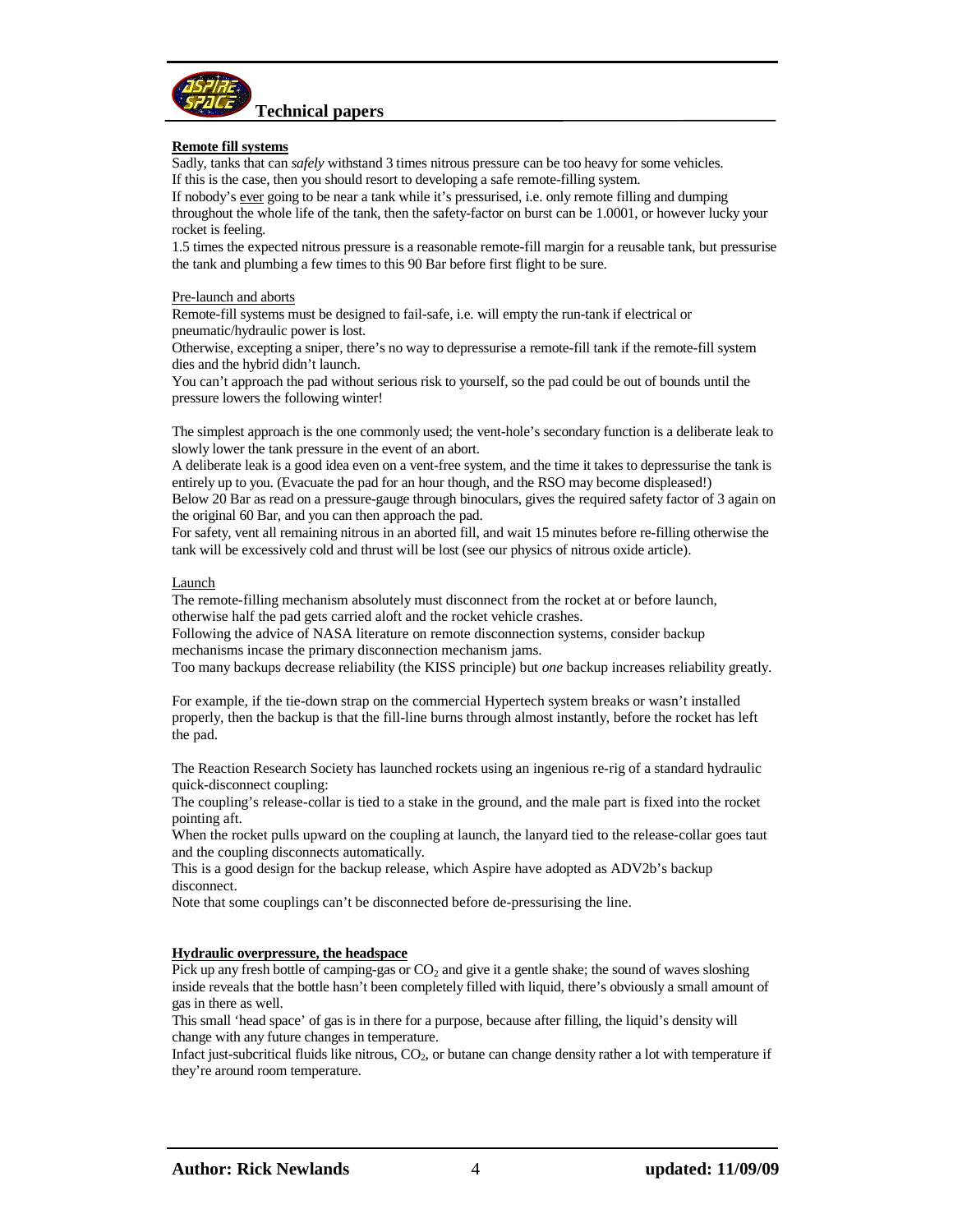**Remote fill systems**

Sadly, tanks that can *safely* withstand 3 times nitrous pressure can be too heavy for some vehicles.
If this is the case, then you should resort to developing a safe remote-filling system.
If nobody's ever going to be near a tank while it's pressurised, i.e. only remote filling and dumping throughout the whole life of the tank, then the safety-factor on burst can be 1.0001, or however lucky your rocket is feeling.
1.5 times the expected nitrous pressure is a reasonable remote-fill margin for a reusable tank, but pressurise the tank and plumbing a few times to this 90 Bar before first flight to be sure.

Pre-launch and aborts

Remote-fill systems must be designed to fail-safe, i.e. will empty the run-tank if electrical or pneumatic/hydraulic power is lost.
Otherwise, excepting a sniper, there's no way to depressurise a remote-fill tank if the remote-fill system dies and the hybrid didn't launch.
You can't approach the pad without serious risk to yourself, so the pad could be out of bounds until the pressure lowers the following winter!

The simplest approach is the one commonly used; the vent-hole's secondary function is a deliberate leak to slowly lower the tank pressure in the event of an abort.
A deliberate leak is a good idea even on a vent-free system, and the time it takes to depressurise the tank is entirely up to you. (Evacuate the pad for an hour though, and the RSO may become displeased!)
Below 20 Bar as read on a pressure-gauge through binoculars, gives the required safety factor of 3 again on the original 60 Bar, and you can then approach the pad.
For safety, vent all remaining nitrous in an aborted fill, and wait 15 minutes before re-filling otherwise the tank will be excessively cold and thrust will be lost (see our physics of nitrous oxide article).

Launch

The remote-filling mechanism absolutely must disconnect from the rocket at or before launch, otherwise half the pad gets carried aloft and the rocket vehicle crashes.
Following the advice of NASA literature on remote disconnection systems, consider backup mechanisms incase the primary disconnection mechanism jams.
Too many backups decrease reliability (the KISS principle) but *one* backup increases reliability greatly.

For example, if the tie-down strap on the commercial Hypertech system breaks or wasn't installed properly, then the backup is that the fill-line burns through almost instantly, before the rocket has left the pad.

The Reaction Research Society has launched rockets using an ingenious re-rig of a standard hydraulic quick-disconnect coupling:
The coupling's release-collar is tied to a stake in the ground, and the male part is fixed into the rocket pointing aft.
When the rocket pulls upward on the coupling at launch, the lanyard tied to the release-collar goes taut and the coupling disconnects automatically.
This is a good design for the backup release, which Aspire have adopted as ADV2b's backup disconnect.
Note that some couplings can't be disconnected before de-pressurising the line.

**Hydraulic overpressure, the headspace**

Pick up any fresh bottle of camping-gas or $CO_2$ and give it a gentle shake; the sound of waves sloshing inside reveals that the bottle hasn't been completely filled with liquid, there's obviously a small amount of gas in there as well.
This small 'head space' of gas is in there for a purpose, because after filling, the liquid's density will change with any future changes in temperature.
Infact just-subcritical fluids like nitrous, $CO_2$, or butane can change density rather a lot with temperature if they're around room temperature.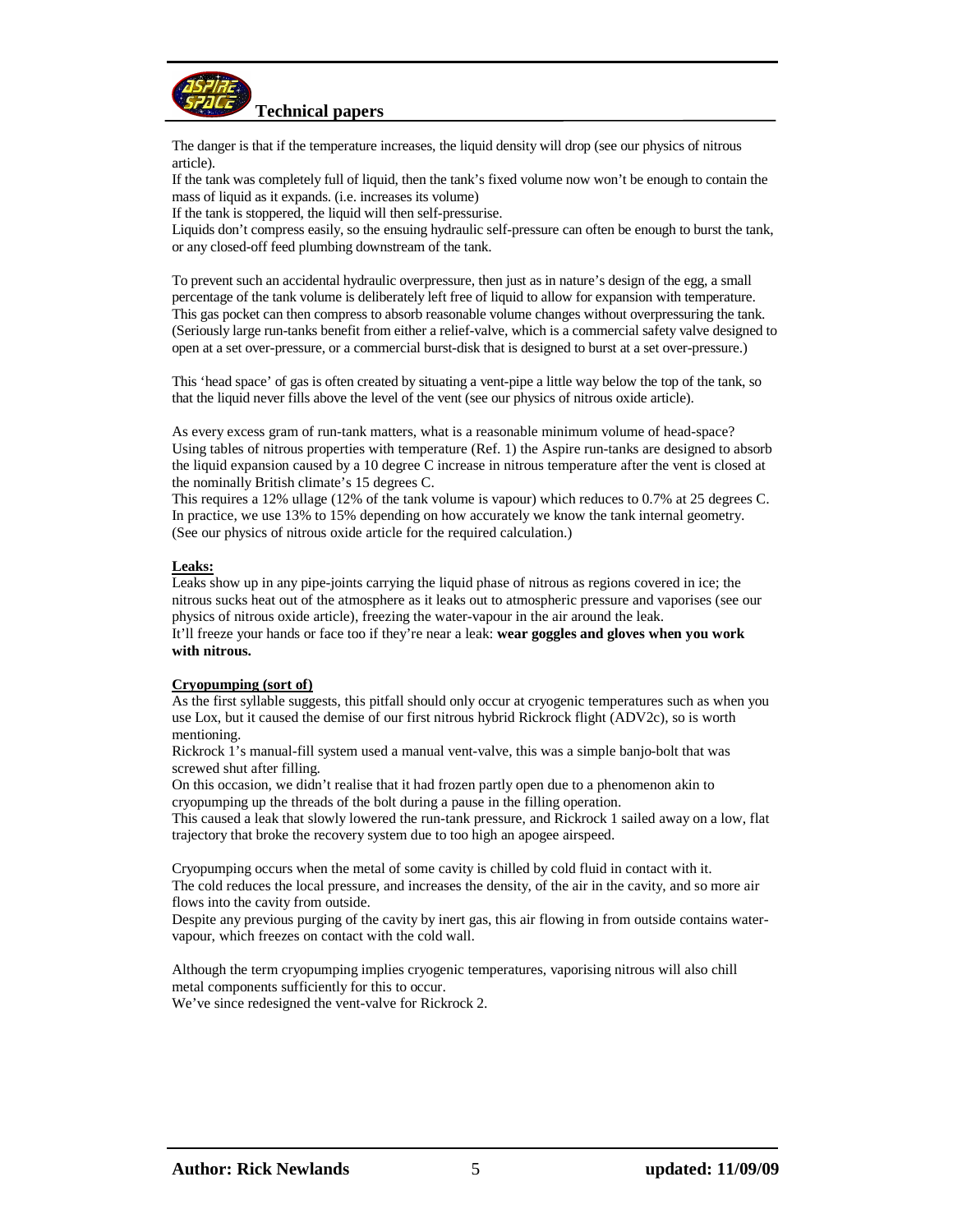The danger is that if the temperature increases, the liquid density will drop (see our physics of nitrous article).

If the tank was completely full of liquid, then the tank's fixed volume now won't be enough to contain the mass of liquid as it expands. (i.e. increases its volume)

If the tank is stoppered, the liquid will then self-pressurise.

Liquids don't compress easily, so the ensuing hydraulic self-pressure can often be enough to burst the tank, or any closed-off feed plumbing downstream of the tank.

To prevent such an accidental hydraulic overpressure, then just as in nature's design of the egg, a small percentage of the tank volume is deliberately left free of liquid to allow for expansion with temperature. This gas pocket can then compress to absorb reasonable volume changes without overpressuring the tank. (Seriously large run-tanks benefit from either a relief-valve, which is a commercial safety valve designed to open at a set over-pressure, or a commercial burst-disk that is designed to burst at a set over-pressure.)

This 'head space' of gas is often created by situating a vent-pipe a little way below the top of the tank, so that the liquid never fills above the level of the vent (see our physics of nitrous oxide article).

As every excess gram of run-tank matters, what is a reasonable minimum volume of head-space?

Using tables of nitrous properties with temperature (Ref. 1) the Aspire run-tanks are designed to absorb the liquid expansion caused by a 10 degree C increase in nitrous temperature after the vent is closed at the nominally British climate's 15 degrees C.

This requires a 12% ullage (12% of the tank volume is vapour) which reduces to 0.7% at 25 degrees C. In practice, we use 13% to 15% depending on how accurately we know the tank internal geometry. (See our physics of nitrous oxide article for the required calculation.)

**Leaks:**

Leaks show up in any pipe-joints carrying the liquid phase of nitrous as regions covered in ice; the nitrous sucks heat out of the atmosphere as it leaks out to atmospheric pressure and vaporises (see our physics of nitrous oxide article), freezing the water-vapour in the air around the leak.

It'll freeze your hands or face too if they're near a leak: **wear goggles and gloves when you work with nitrous.**

**Cryopumping (sort of)**

As the first syllable suggests, this pitfall should only occur at cryogenic temperatures such as when you use Lox, but it caused the demise of our first nitrous hybrid Rickrock flight (ADV2c), so is worth mentioning.

Rickrock 1's manual-fill system used a manual vent-valve, this was a simple banjo-bolt that was screwed shut after filling.

On this occasion, we didn't realise that it had frozen partly open due to a phenomenon akin to cryopumping up the threads of the bolt during a pause in the filling operation.

This caused a leak that slowly lowered the run-tank pressure, and Rickrock 1 sailed away on a low, flat trajectory that broke the recovery system due to too high an apogee airspeed.

Cryopumping occurs when the metal of some cavity is chilled by cold fluid in contact with it.

The cold reduces the local pressure, and increases the density, of the air in the cavity, and so more air flows into the cavity from outside.

Despite any previous purging of the cavity by inert gas, this air flowing in from outside contains water-vapour, which freezes on contact with the cold wall.

Although the term cryopumping implies cryogenic temperatures, vaporising nitrous will also chill metal components sufficiently for this to occur.

We've since redesigned the vent-valve for Rickrock 2.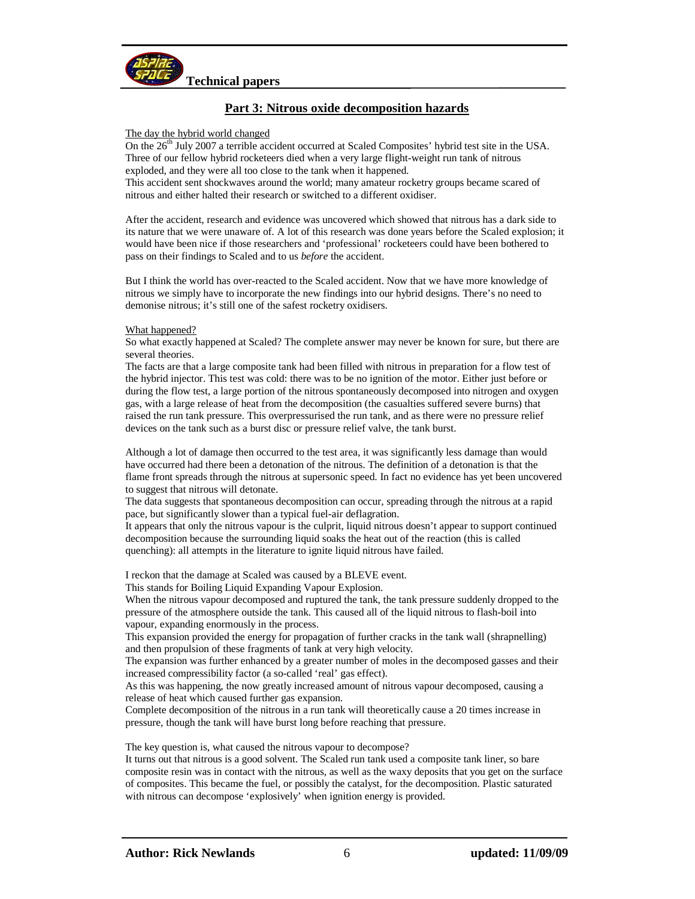## Part 3: Nitrous oxide decomposition hazards

### The day the hybrid world changed

On the 26th July 2007 a terrible accident occurred at Scaled Composites' hybrid test site in the USA. Three of our fellow hybrid rocketeers died when a very large flight-weight run tank of nitrous exploded, and they were all too close to the tank when it happened.
This accident sent shockwaves around the world; many amateur rocketry groups became scared of nitrous and either halted their research or switched to a different oxidiser.

After the accident, research and evidence was uncovered which showed that nitrous has a dark side to its nature that we were unaware of. A lot of this research was done years before the Scaled explosion; it would have been nice if those researchers and 'professional' rocketeers could have been bothered to pass on their findings to Scaled and to us *before* the accident.

But I think the world has over-reacted to the Scaled accident. Now that we have more knowledge of nitrous we simply have to incorporate the new findings into our hybrid designs. There's no need to demonise nitrous; it's still one of the safest rocketry oxidisers.

### What happened?

So what exactly happened at Scaled? The complete answer may never be known for sure, but there are several theories.
The facts are that a large composite tank had been filled with nitrous in preparation for a flow test of the hybrid injector. This test was cold: there was to be no ignition of the motor. Either just before or during the flow test, a large portion of the nitrous spontaneously decomposed into nitrogen and oxygen gas, with a large release of heat from the decomposition (the casualties suffered severe burns) that raised the run tank pressure. This overpressurised the run tank, and as there were no pressure relief devices on the tank such as a burst disc or pressure relief valve, the tank burst.

Although a lot of damage then occurred to the test area, it was significantly less damage than would have occurred had there been a detonation of the nitrous. The definition of a detonation is that the flame front spreads through the nitrous at supersonic speed. In fact no evidence has yet been uncovered to suggest that nitrous will detonate.
The data suggests that spontaneous decomposition can occur, spreading through the nitrous at a rapid pace, but significantly slower than a typical fuel-air deflagration.
It appears that only the nitrous vapour is the culprit, liquid nitrous doesn't appear to support continued decomposition because the surrounding liquid soaks the heat out of the reaction (this is called quenching): all attempts in the literature to ignite liquid nitrous have failed.

I reckon that the damage at Scaled was caused by a BLEVE event.
This stands for Boiling Liquid Expanding Vapour Explosion.
When the nitrous vapour decomposed and ruptured the tank, the tank pressure suddenly dropped to the pressure of the atmosphere outside the tank. This caused all of the liquid nitrous to flash-boil into vapour, expanding enormously in the process.
This expansion provided the energy for propagation of further cracks in the tank wall (shrapnelling) and then propulsion of these fragments of tank at very high velocity.
The expansion was further enhanced by a greater number of moles in the decomposed gasses and their increased compressibility factor (a so-called 'real' gas effect).
As this was happening, the now greatly increased amount of nitrous vapour decomposed, causing a release of heat which caused further gas expansion.
Complete decomposition of the nitrous in a run tank will theoretically cause a 20 times increase in pressure, though the tank will have burst long before reaching that pressure.

The key question is, what caused the nitrous vapour to decompose?
It turns out that nitrous is a good solvent. The Scaled run tank used a composite tank liner, so bare composite resin was in contact with the nitrous, as well as the waxy deposits that you get on the surface of composites. This became the fuel, or possibly the catalyst, for the decomposition. Plastic saturated with nitrous can decompose 'explosively' when ignition energy is provided.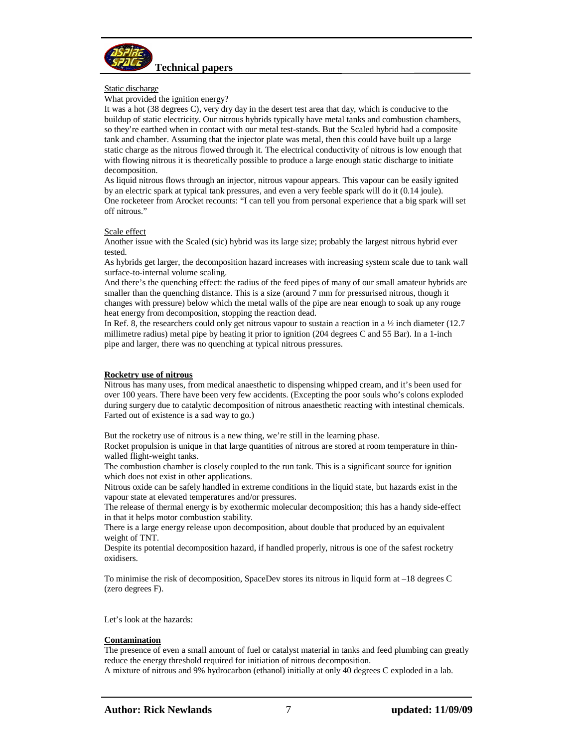Static discharge

What provided the ignition energy?

It was a hot (38 degrees C), very dry day in the desert test area that day, which is conducive to the buildup of static electricity. Our nitrous hybrids typically have metal tanks and combustion chambers, so they're earthed when in contact with our metal test-stands. But the Scaled hybrid had a composite tank and chamber. Assuming that the injector plate was metal, then this could have built up a large static charge as the nitrous flowed through it. The electrical conductivity of nitrous is low enough that with flowing nitrous it is theoretically possible to produce a large enough static discharge to initiate decomposition.

As liquid nitrous flows through an injector, nitrous vapour appears. This vapour can be easily ignited by an electric spark at typical tank pressures, and even a very feeble spark will do it (0.14 joule).

One rocketeer from Arocket recounts: "I can tell you from personal experience that a big spark will set off nitrous."

Scale effect

Another issue with the Scaled (sic) hybrid was its large size; probably the largest nitrous hybrid ever tested.

As hybrids get larger, the decomposition hazard increases with increasing system scale due to tank wall surface-to-internal volume scaling.

And there's the quenching effect: the radius of the feed pipes of many of our small amateur hybrids are smaller than the quenching distance. This is a size (around 7 mm for pressurised nitrous, though it changes with pressure) below which the metal walls of the pipe are near enough to soak up any rouge heat energy from decomposition, stopping the reaction dead.

In Ref. 8, the researchers could only get nitrous vapour to sustain a reaction in a ½ inch diameter (12.7 millimetre radius) metal pipe by heating it prior to ignition (204 degrees C and 55 Bar). In a 1-inch pipe and larger, there was no quenching at typical nitrous pressures.

**Rocketry use of nitrous**

Nitrous has many uses, from medical anaesthetic to dispensing whipped cream, and it's been used for over 100 years. There have been very few accidents. (Excepting the poor souls who's colons exploded during surgery due to catalytic decomposition of nitrous anaesthetic reacting with intestinal chemicals. Farted out of existence is a sad way to go.)

But the rocketry use of nitrous is a new thing, we're still in the learning phase.

Rocket propulsion is unique in that large quantities of nitrous are stored at room temperature in thin-walled flight-weight tanks.

The combustion chamber is closely coupled to the run tank. This is a significant source for ignition which does not exist in other applications.

Nitrous oxide can be safely handled in extreme conditions in the liquid state, but hazards exist in the vapour state at elevated temperatures and/or pressures.

The release of thermal energy is by exothermic molecular decomposition; this has a handy side-effect in that it helps motor combustion stability.

There is a large energy release upon decomposition, about double that produced by an equivalent weight of TNT.

Despite its potential decomposition hazard, if handled properly, nitrous is one of the safest rocketry oxidisers.

To minimise the risk of decomposition, SpaceDev stores its nitrous in liquid form at –18 degrees C (zero degrees F).

Let's look at the hazards:

**Contamination**

The presence of even a small amount of fuel or catalyst material in tanks and feed plumbing can greatly reduce the energy threshold required for initiation of nitrous decomposition.

A mixture of nitrous and 9% hydrocarbon (ethanol) initially at only 40 degrees C exploded in a lab.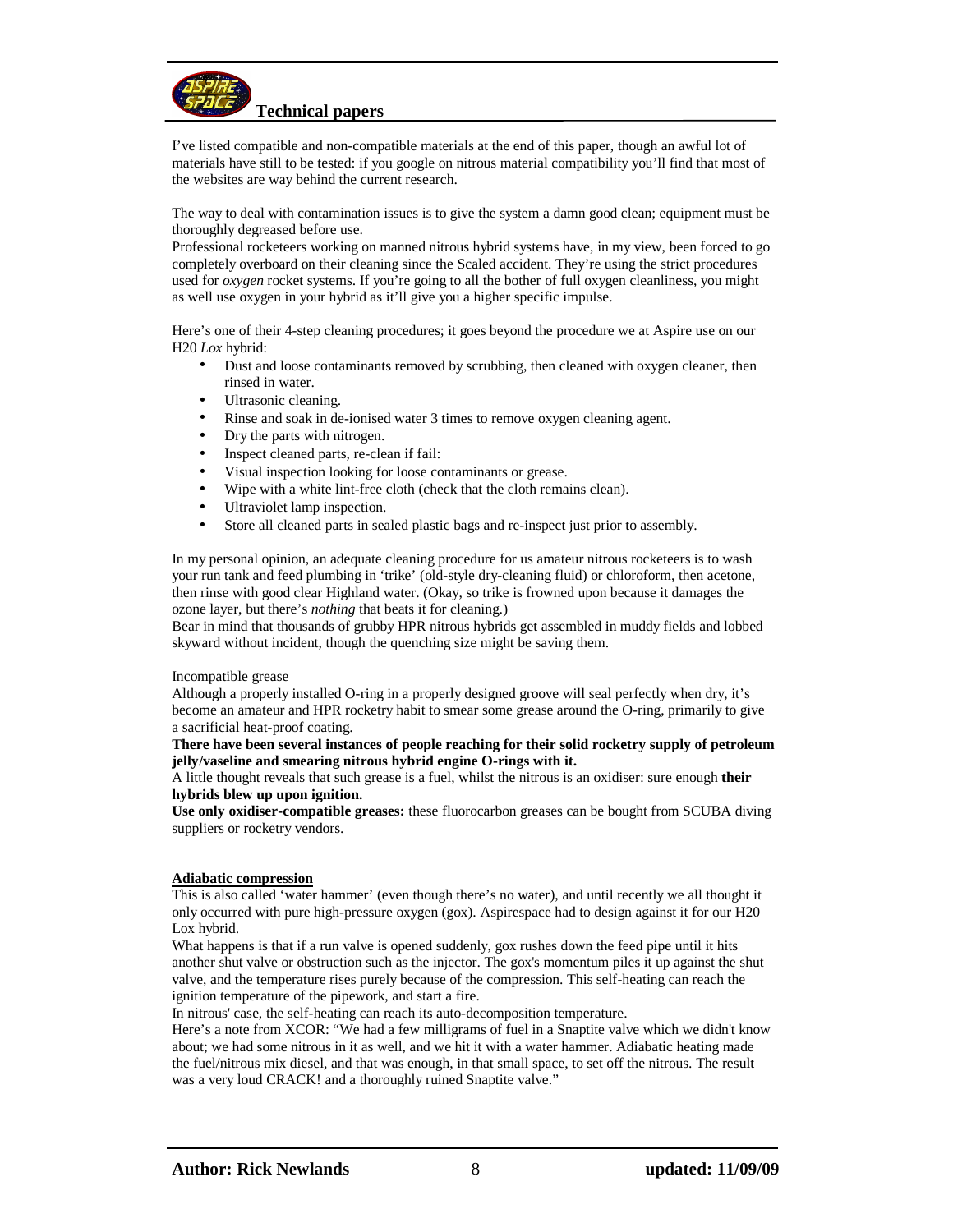I've listed compatible and non-compatible materials at the end of this paper, though an awful lot of materials have still to be tested: if you google on nitrous material compatibility you'll find that most of the websites are way behind the current research.

The way to deal with contamination issues is to give the system a damn good clean; equipment must be thoroughly degreased before use.
Professional rocketeers working on manned nitrous hybrid systems have, in my view, been forced to go completely overboard on their cleaning since the Scaled accident. They're using the strict procedures used for *oxygen* rocket systems. If you're going to all the bother of full oxygen cleanliness, you might as well use oxygen in your hybrid as it'll give you a higher specific impulse.

Here's one of their 4-step cleaning procedures; it goes beyond the procedure we at Aspire use on our H20 *Lox* hybrid:

- Dust and loose contaminants removed by scrubbing, then cleaned with oxygen cleaner, then rinsed in water.
- Ultrasonic cleaning.
- Rinse and soak in de-ionised water 3 times to remove oxygen cleaning agent.
- Dry the parts with nitrogen.
- Inspect cleaned parts, re-clean if fail:
- Visual inspection looking for loose contaminants or grease.
- Wipe with a white lint-free cloth (check that the cloth remains clean).
- Ultraviolet lamp inspection.
- Store all cleaned parts in sealed plastic bags and re-inspect just prior to assembly.

In my personal opinion, an adequate cleaning procedure for us amateur nitrous rocketeers is to wash your run tank and feed plumbing in 'trike' (old-style dry-cleaning fluid) or chloroform, then acetone, then rinse with good clear Highland water. (Okay, so trike is frowned upon because it damages the ozone layer, but there's *nothing* that beats it for cleaning.)
Bear in mind that thousands of grubby HPR nitrous hybrids get assembled in muddy fields and lobbed skyward without incident, though the quenching size might be saving them.

Incompatible grease

Although a properly installed O-ring in a properly designed groove will seal perfectly when dry, it's become an amateur and HPR rocketry habit to smear some grease around the O-ring, primarily to give a sacrificial heat-proof coating.
**There have been several instances of people reaching for their solid rocketry supply of petroleum jelly/vaseline and smearing nitrous hybrid engine O-rings with it.**
A little thought reveals that such grease is a fuel, whilst the nitrous is an oxidiser: sure enough **their hybrids blew up upon ignition.**
**Use only oxidiser-compatible greases:** these fluorocarbon greases can be bought from SCUBA diving suppliers or rocketry vendors.

**Adiabatic compression**

This is also called 'water hammer' (even though there's no water), and until recently we all thought it only occurred with pure high-pressure oxygen (gox). Aspirespace had to design against it for our H20 Lox hybrid.
What happens is that if a run valve is opened suddenly, gox rushes down the feed pipe until it hits another shut valve or obstruction such as the injector. The gox's momentum piles it up against the shut valve, and the temperature rises purely because of the compression. This self-heating can reach the ignition temperature of the pipework, and start a fire.
In nitrous' case, the self-heating can reach its auto-decomposition temperature.
Here's a note from XCOR: "We had a few milligrams of fuel in a Snaptite valve which we didn't know about; we had some nitrous in it as well, and we hit it with a water hammer. Adiabatic heating made the fuel/nitrous mix diesel, and that was enough, in that small space, to set off the nitrous. The result was a very loud CRACK! and a thoroughly ruined Snaptite valve."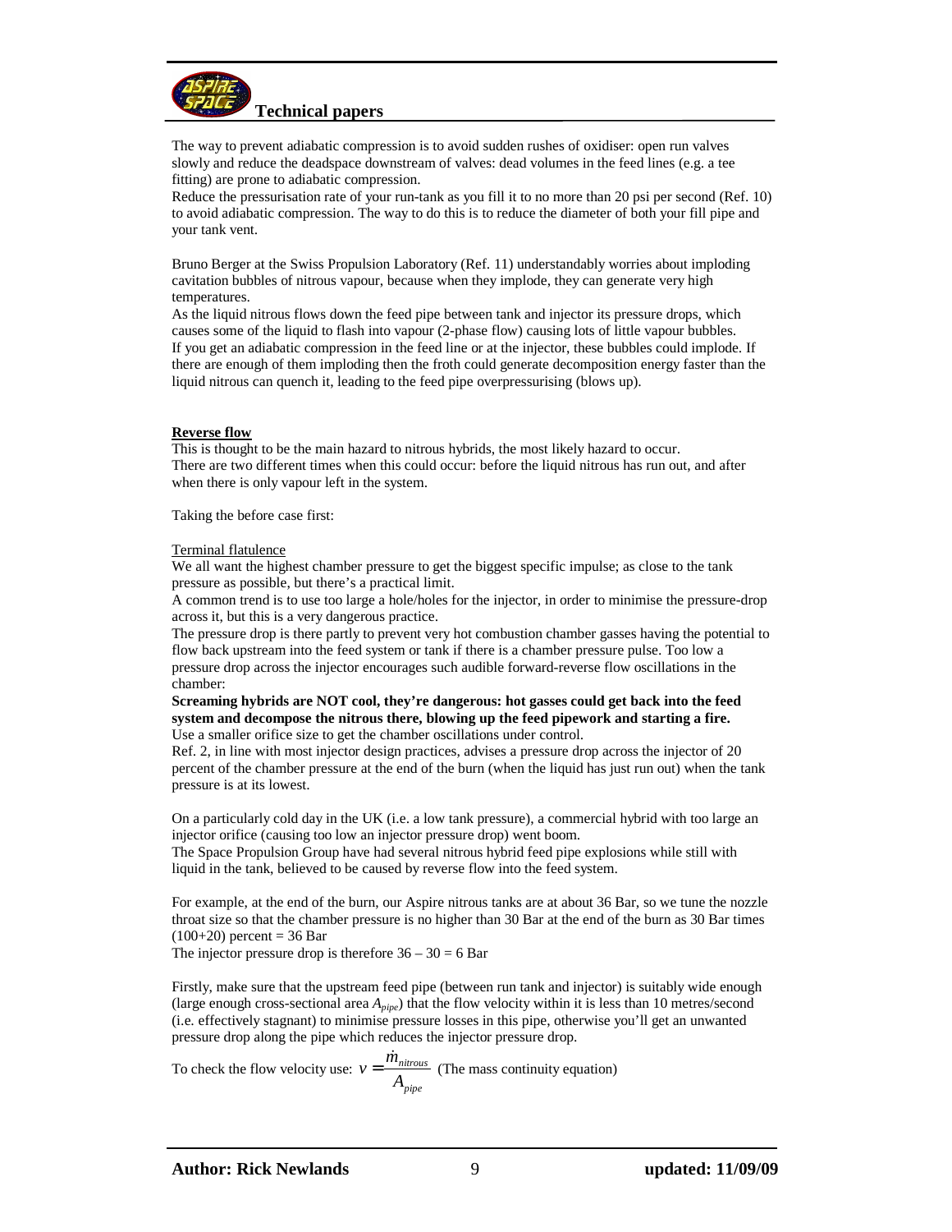The way to prevent adiabatic compression is to avoid sudden rushes of oxidiser: open run valves slowly and reduce the deadspace downstream of valves: dead volumes in the feed lines (e.g. a tee fitting) are prone to adiabatic compression.
Reduce the pressurisation rate of your run-tank as you fill it to no more than 20 psi per second (Ref. 10) to avoid adiabatic compression. The way to do this is to reduce the diameter of both your fill pipe and your tank vent.

Bruno Berger at the Swiss Propulsion Laboratory (Ref. 11) understandably worries about imploding cavitation bubbles of nitrous vapour, because when they implode, they can generate very high temperatures.
As the liquid nitrous flows down the feed pipe between tank and injector its pressure drops, which causes some of the liquid to flash into vapour (2-phase flow) causing lots of little vapour bubbles.
If you get an adiabatic compression in the feed line or at the injector, these bubbles could implode. If there are enough of them imploding then the froth could generate decomposition energy faster than the liquid nitrous can quench it, leading to the feed pipe overpressurising (blows up).

## Reverse flow

This is thought to be the main hazard to nitrous hybrids, the most likely hazard to occur.
There are two different times when this could occur: before the liquid nitrous has run out, and after when there is only vapour left in the system.

Taking the before case first:

### Terminal flatulence

We all want the highest chamber pressure to get the biggest specific impulse; as close to the tank pressure as possible, but there's a practical limit.
A common trend is to use too large a hole/holes for the injector, in order to minimise the pressure-drop across it, but this is a very dangerous practice.
The pressure drop is there partly to prevent very hot combustion chamber gasses having the potential to flow back upstream into the feed system or tank if there is a chamber pressure pulse. Too low a pressure drop across the injector encourages such audible forward-reverse flow oscillations in the chamber:
**Screaming hybrids are NOT cool, they're dangerous: hot gasses could get back into the feed system and decompose the nitrous there, blowing up the feed pipework and starting a fire.**
Use a smaller orifice size to get the chamber oscillations under control.
Ref. 2, in line with most injector design practices, advises a pressure drop across the injector of 20 percent of the chamber pressure at the end of the burn (when the liquid has just run out) when the tank pressure is at its lowest.

On a particularly cold day in the UK (i.e. a low tank pressure), a commercial hybrid with too large an injector orifice (causing too low an injector pressure drop) went boom.
The Space Propulsion Group have had several nitrous hybrid feed pipe explosions while still with liquid in the tank, believed to be caused by reverse flow into the feed system.

For example, at the end of the burn, our Aspire nitrous tanks are at about 36 Bar, so we tune the nozzle throat size so that the chamber pressure is no higher than 30 Bar at the end of the burn as 30 Bar times (100+20) percent = 36 Bar
The injector pressure drop is therefore 36 – 30 = 6 Bar

Firstly, make sure that the upstream feed pipe (between run tank and injector) is suitably wide enough (large enough cross-sectional area $A_{pipe}$) that the flow velocity within it is less than 10 metres/second (i.e. effectively stagnant) to minimise pressure losses in this pipe, otherwise you'll get an unwanted pressure drop along the pipe which reduces the injector pressure drop.

To check the flow velocity use: $v = \dfrac{\dot{m}_{nitrous}}{A_{pipe}}$ (The mass continuity equation)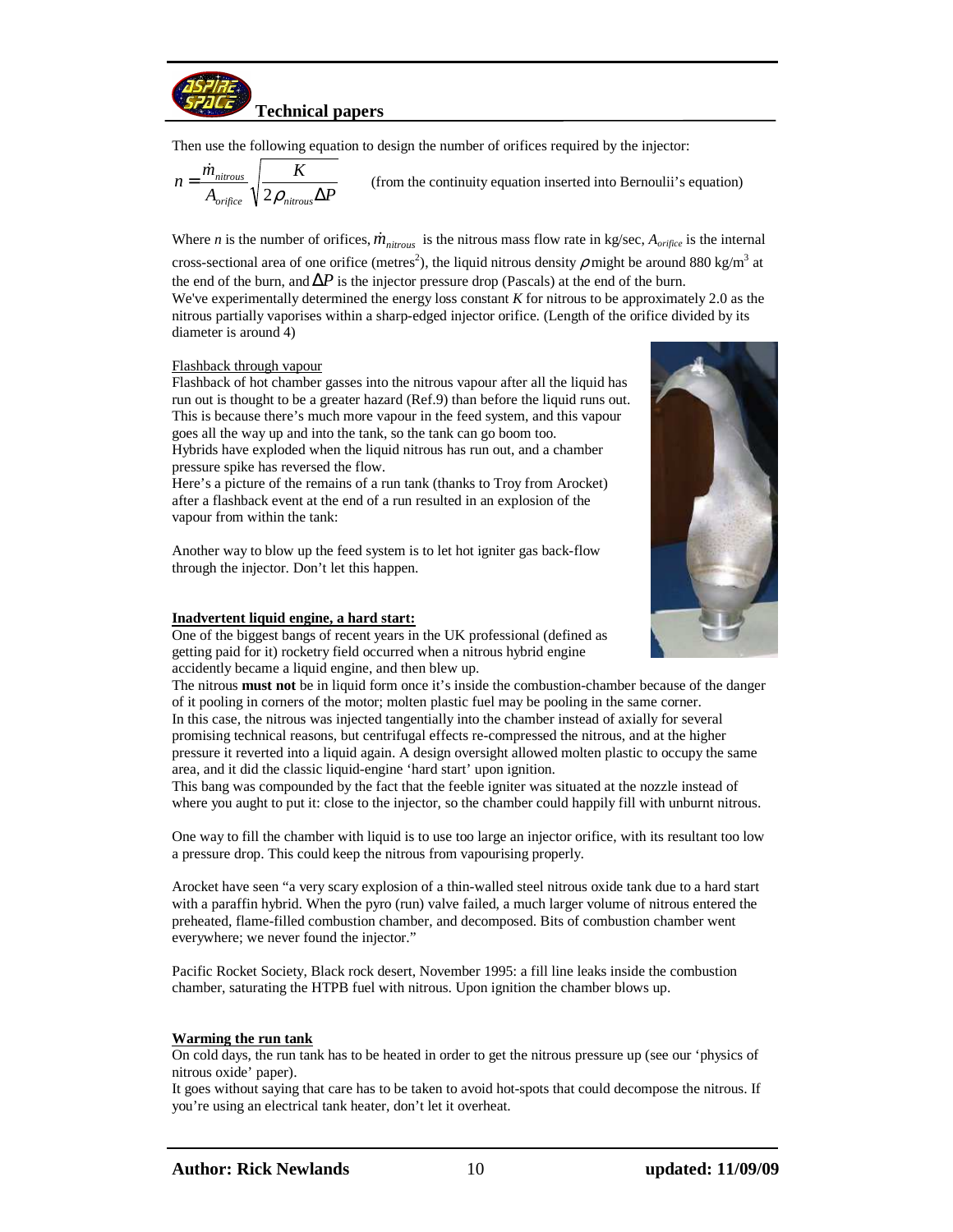Then use the following equation to design the number of orifices required by the injector:

$$n = \frac{\dot{m}_{nitrous}}{A_{orifice}} \sqrt{\frac{K}{2\rho_{nitrous}\Delta P}}$$

(from the continuity equation inserted into Bernoulii's equation)

Where *n* is the number of orifices, $\dot{m}_{nitrous}$ is the nitrous mass flow rate in kg/sec, $A_{orifice}$ is the internal cross-sectional area of one orifice (metres$^2$), the liquid nitrous density $\rho$ might be around 880 kg/m$^3$ at the end of the burn, and $\Delta P$ is the injector pressure drop (Pascals) at the end of the burn.
We've experimentally determined the energy loss constant *K* for nitrous to be approximately 2.0 as the nitrous partially vaporises within a sharp-edged injector orifice. (Length of the orifice divided by its diameter is around 4)

Flashback through vapour

Flashback of hot chamber gasses into the nitrous vapour after all the liquid has run out is thought to be a greater hazard (Ref.9) than before the liquid runs out. This is because there's much more vapour in the feed system, and this vapour goes all the way up and into the tank, so the tank can go boom too.
Hybrids have exploded when the liquid nitrous has run out, and a chamber pressure spike has reversed the flow.
Here's a picture of the remains of a run tank (thanks to Troy from Arocket) after a flashback event at the end of a run resulted in an explosion of the vapour from within the tank:

Another way to blow up the feed system is to let hot igniter gas back-flow through the injector. Don't let this happen.

**Inadvertent liquid engine, a hard start:**

One of the biggest bangs of recent years in the UK professional (defined as getting paid for it) rocketry field occurred when a nitrous hybrid engine accidently became a liquid engine, and then blew up.
The nitrous **must not** be in liquid form once it's inside the combustion-chamber because of the danger of it pooling in corners of the motor; molten plastic fuel may be pooling in the same corner.
In this case, the nitrous was injected tangentially into the chamber instead of axially for several promising technical reasons, but centrifugal effects re-compressed the nitrous, and at the higher pressure it reverted into a liquid again. A design oversight allowed molten plastic to occupy the same area, and it did the classic liquid-engine 'hard start' upon ignition.
This bang was compounded by the fact that the feeble igniter was situated at the nozzle instead of where you aught to put it: close to the injector, so the chamber could happily fill with unburnt nitrous.

One way to fill the chamber with liquid is to use too large an injector orifice, with its resultant too low a pressure drop. This could keep the nitrous from vapourising properly.

Arocket have seen "a very scary explosion of a thin-walled steel nitrous oxide tank due to a hard start with a paraffin hybrid. When the pyro (run) valve failed, a much larger volume of nitrous entered the preheated, flame-filled combustion chamber, and decomposed. Bits of combustion chamber went everywhere; we never found the injector."

Pacific Rocket Society, Black rock desert, November 1995: a fill line leaks inside the combustion chamber, saturating the HTPB fuel with nitrous. Upon ignition the chamber blows up.

**Warming the run tank**

On cold days, the run tank has to be heated in order to get the nitrous pressure up (see our 'physics of nitrous oxide' paper).
It goes without saying that care has to be taken to avoid hot-spots that could decompose the nitrous. If you're using an electrical tank heater, don't let it overheat.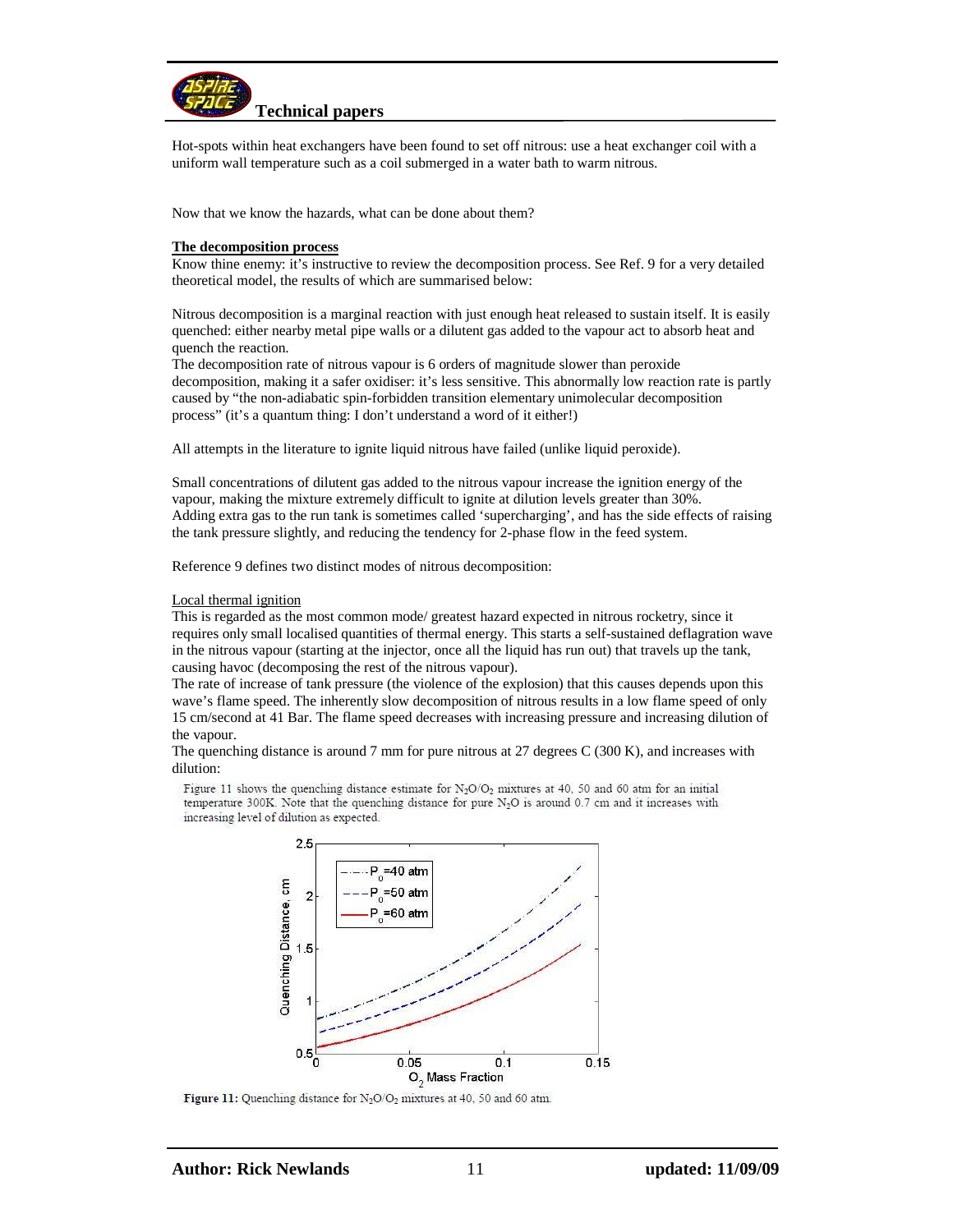Hot-spots within heat exchangers have been found to set off nitrous: use a heat exchanger coil with a uniform wall temperature such as a coil submerged in a water bath to warm nitrous.

Now that we know the hazards, what can be done about them?

**The decomposition process**

Know thine enemy: it's instructive to review the decomposition process. See Ref. 9 for a very detailed theoretical model, the results of which are summarised below:

Nitrous decomposition is a marginal reaction with just enough heat released to sustain itself. It is easily quenched: either nearby metal pipe walls or a dilutent gas added to the vapour act to absorb heat and quench the reaction.

The decomposition rate of nitrous vapour is 6 orders of magnitude slower than peroxide decomposition, making it a safer oxidiser: it's less sensitive. This abnormally low reaction rate is partly caused by "the non-adiabatic spin-forbidden transition elementary unimolecular decomposition process" (it's a quantum thing: I don't understand a word of it either!)

All attempts in the literature to ignite liquid nitrous have failed (unlike liquid peroxide).

Small concentrations of dilutent gas added to the nitrous vapour increase the ignition energy of the vapour, making the mixture extremely difficult to ignite at dilution levels greater than 30%.
Adding extra gas to the run tank is sometimes called 'supercharging', and has the side effects of raising the tank pressure slightly, and reducing the tendency for 2-phase flow in the feed system.

Reference 9 defines two distinct modes of nitrous decomposition:

Local thermal ignition

This is regarded as the most common mode/ greatest hazard expected in nitrous rocketry, since it requires only small localised quantities of thermal energy. This starts a self-sustained deflagration wave in the nitrous vapour (starting at the injector, once all the liquid has run out) that travels up the tank, causing havoc (decomposing the rest of the nitrous vapour).

The rate of increase of tank pressure (the violence of the explosion) that this causes depends upon this wave's flame speed. The inherently slow decomposition of nitrous results in a low flame speed of only 15 cm/second at 41 Bar. The flame speed decreases with increasing pressure and increasing dilution of the vapour.

The quenching distance is around 7 mm for pure nitrous at 27 degrees C (300 K), and increases with dilution:

Figure 11 shows the quenching distance estimate for $N_2O/O_2$ mixtures at 40, 50 and 60 atm for an initial temperature 300K. Note that the quenching distance for pure $N_2O$ is around 0.7 cm and it increases with increasing level of dilution as expected.

**Figure 11:** Quenching distance for $N_2O/O_2$ mixtures at 40, 50 and 60 atm.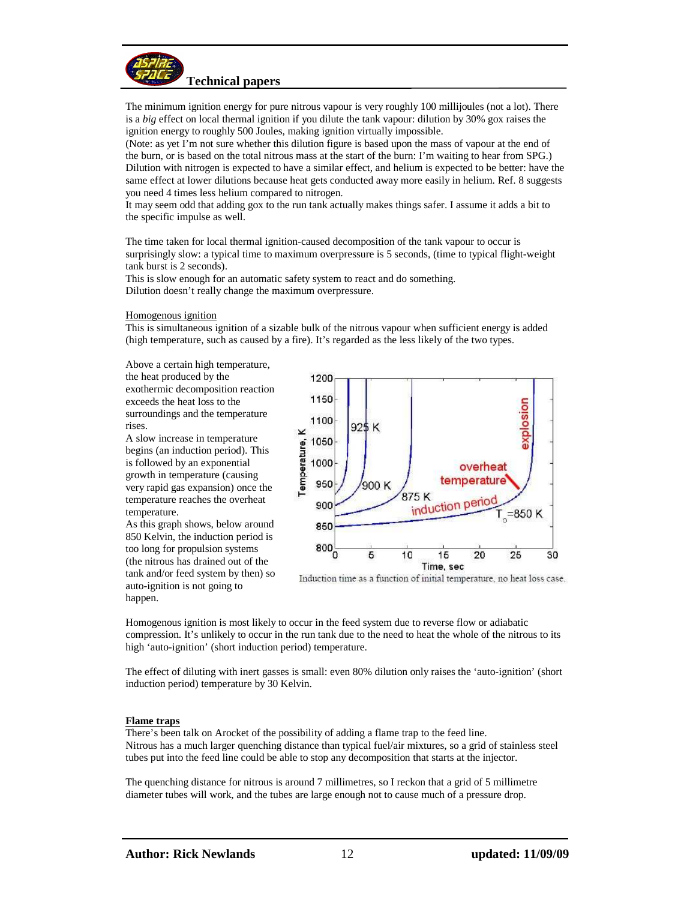The minimum ignition energy for pure nitrous vapour is very roughly 100 millijoules (not a lot). There is a *big* effect on local thermal ignition if you dilute the tank vapour: dilution by 30% gox raises the ignition energy to roughly 500 Joules, making ignition virtually impossible.
(Note: as yet I'm not sure whether this dilution figure is based upon the mass of vapour at the end of the burn, or is based on the total nitrous mass at the start of the burn: I'm waiting to hear from SPG.)
Dilution with nitrogen is expected to have a similar effect, and helium is expected to be better: have the same effect at lower dilutions because heat gets conducted away more easily in helium. Ref. 8 suggests you need 4 times less helium compared to nitrogen.
It may seem odd that adding gox to the run tank actually makes things safer. I assume it adds a bit to the specific impulse as well.

The time taken for local thermal ignition-caused decomposition of the tank vapour to occur is surprisingly slow: a typical time to maximum overpressure is 5 seconds, (time to typical flight-weight tank burst is 2 seconds).
This is slow enough for an automatic safety system to react and do something.
Dilution doesn't really change the maximum overpressure.

Homogenous ignition
This is simultaneous ignition of a sizable bulk of the nitrous vapour when sufficient energy is added (high temperature, such as caused by a fire). It's regarded as the less likely of the two types.

Above a certain high temperature, the heat produced by the exothermic decomposition reaction exceeds the heat loss to the surroundings and the temperature rises.
A slow increase in temperature begins (an induction period). This is followed by an exponential growth in temperature (causing very rapid gas expansion) once the temperature reaches the overheat temperature.
As this graph shows, below around 850 Kelvin, the induction period is too long for propulsion systems (the nitrous has drained out of the tank and/or feed system by then) so auto-ignition is not going to happen.

Induction time as a function of initial temperature, no heat loss case.

Homogenous ignition is most likely to occur in the feed system due to reverse flow or adiabatic compression. It's unlikely to occur in the run tank due to the need to heat the whole of the nitrous to its high 'auto-ignition' (short induction period) temperature.

The effect of diluting with inert gasses is small: even 80% dilution only raises the 'auto-ignition' (short induction period) temperature by 30 Kelvin.

**Flame traps**
There's been talk on Arocket of the possibility of adding a flame trap to the feed line.
Nitrous has a much larger quenching distance than typical fuel/air mixtures, so a grid of stainless steel tubes put into the feed line could be able to stop any decomposition that starts at the injector.

The quenching distance for nitrous is around 7 millimetres, so I reckon that a grid of 5 millimetre diameter tubes will work, and the tubes are large enough not to cause much of a pressure drop.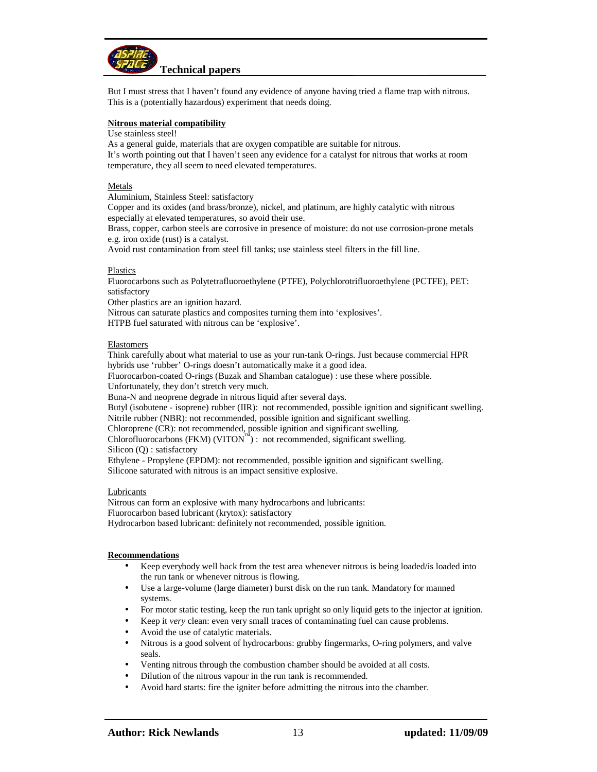But I must stress that I haven't found any evidence of anyone having tried a flame trap with nitrous. This is a (potentially hazardous) experiment that needs doing.

**Nitrous material compatibility**

Use stainless steel!
As a general guide, materials that are oxygen compatible are suitable for nitrous.
It's worth pointing out that I haven't seen any evidence for a catalyst for nitrous that works at room temperature, they all seem to need elevated temperatures.

Metals

Aluminium, Stainless Steel: satisfactory
Copper and its oxides (and brass/bronze), nickel, and platinum, are highly catalytic with nitrous especially at elevated temperatures, so avoid their use.
Brass, copper, carbon steels are corrosive in presence of moisture: do not use corrosion-prone metals e.g. iron oxide (rust) is a catalyst.
Avoid rust contamination from steel fill tanks; use stainless steel filters in the fill line.

Plastics

Fluorocarbons such as Polytetrafluoroethylene (PTFE), Polychlorotrifluoroethylene (PCTFE), PET: satisfactory
Other plastics are an ignition hazard.
Nitrous can saturate plastics and composites turning them into 'explosives'.
HTPB fuel saturated with nitrous can be 'explosive'.

Elastomers

Think carefully about what material to use as your run-tank O-rings. Just because commercial HPR hybrids use 'rubber' O-rings doesn't automatically make it a good idea.
Fluorocarbon-coated O-rings (Buzak and Shamban catalogue) : use these where possible.
Unfortunately, they don't stretch very much.
Buna-N and neoprene degrade in nitrous liquid after several days.
Butyl (isobutene - isoprene) rubber (IIR): not recommended, possible ignition and significant swelling.
Nitrile rubber (NBR): not recommended, possible ignition and significant swelling.
Chloroprene (CR): not recommended, possible ignition and significant swelling.
Chlorofluorocarbons (FKM) (VITON™) : not recommended, significant swelling.
Silicon (Q) : satisfactory
Ethylene - Propylene (EPDM): not recommended, possible ignition and significant swelling.
Silicone saturated with nitrous is an impact sensitive explosive.

Lubricants

Nitrous can form an explosive with many hydrocarbons and lubricants:
Fluorocarbon based lubricant (krytox): satisfactory
Hydrocarbon based lubricant: definitely not recommended, possible ignition.

**Recommendations**

- Keep everybody well back from the test area whenever nitrous is being loaded/is loaded into the run tank or whenever nitrous is flowing.
- Use a large-volume (large diameter) burst disk on the run tank. Mandatory for manned systems.
- For motor static testing, keep the run tank upright so only liquid gets to the injector at ignition.
- Keep it *very* clean: even very small traces of contaminating fuel can cause problems.
- Avoid the use of catalytic materials.
- Nitrous is a good solvent of hydrocarbons: grubby fingermarks, O-ring polymers, and valve seals.
- Venting nitrous through the combustion chamber should be avoided at all costs.
- Dilution of the nitrous vapour in the run tank is recommended.
- Avoid hard starts: fire the igniter before admitting the nitrous into the chamber.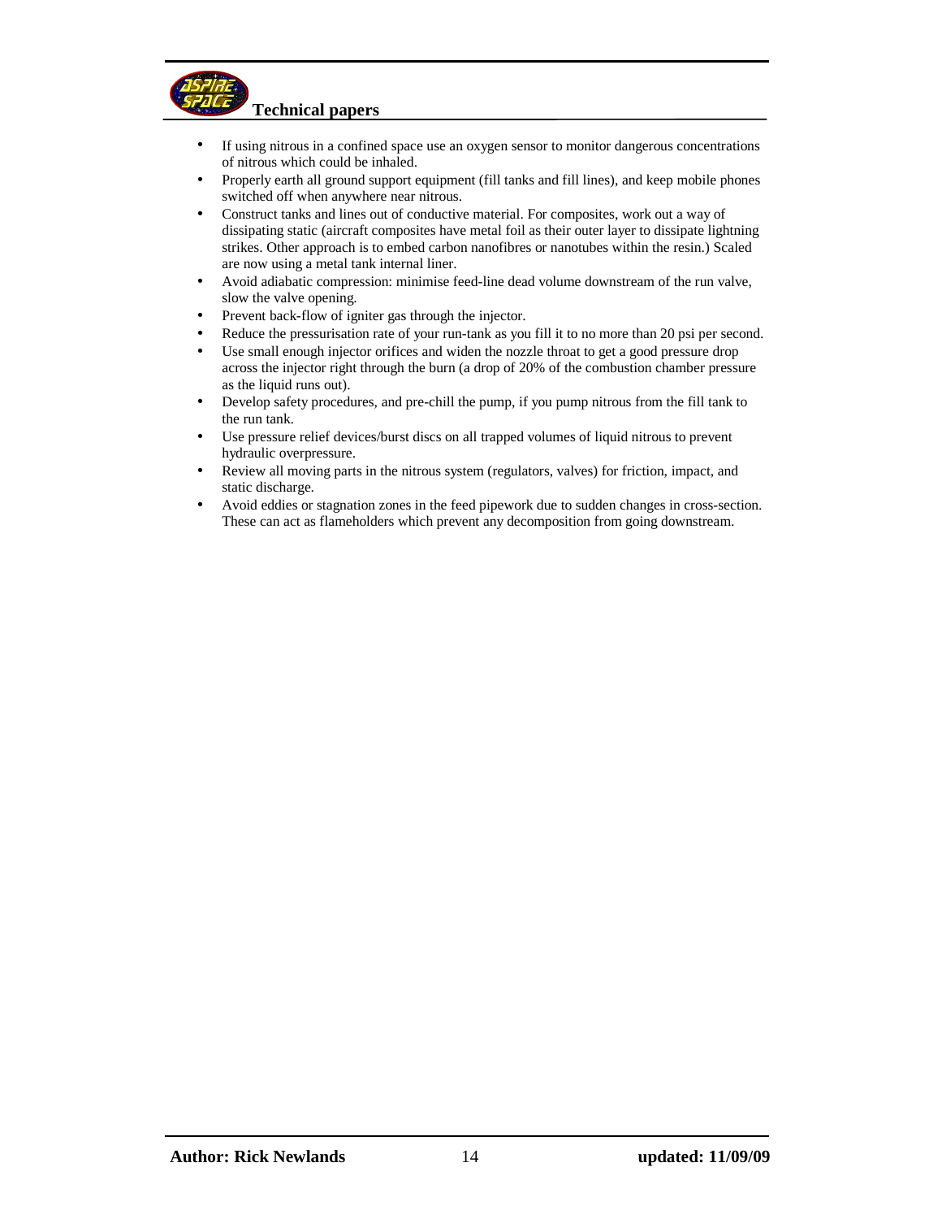- If using nitrous in a confined space use an oxygen sensor to monitor dangerous concentrations of nitrous which could be inhaled.
- Properly earth all ground support equipment (fill tanks and fill lines), and keep mobile phones switched off when anywhere near nitrous.
- Construct tanks and lines out of conductive material. For composites, work out a way of dissipating static (aircraft composites have metal foil as their outer layer to dissipate lightning strikes. Other approach is to embed carbon nanofibres or nanotubes within the resin.) Scaled are now using a metal tank internal liner.
- Avoid adiabatic compression: minimise feed-line dead volume downstream of the run valve, slow the valve opening.
- Prevent back-flow of igniter gas through the injector.
- Reduce the pressurisation rate of your run-tank as you fill it to no more than 20 psi per second.
- Use small enough injector orifices and widen the nozzle throat to get a good pressure drop across the injector right through the burn (a drop of 20% of the combustion chamber pressure as the liquid runs out).
- Develop safety procedures, and pre-chill the pump, if you pump nitrous from the fill tank to the run tank.
- Use pressure relief devices/burst discs on all trapped volumes of liquid nitrous to prevent hydraulic overpressure.
- Review all moving parts in the nitrous system (regulators, valves) for friction, impact, and static discharge.
- Avoid eddies or stagnation zones in the feed pipework due to sudden changes in cross-section. These can act as flameholders which prevent any decomposition from going downstream.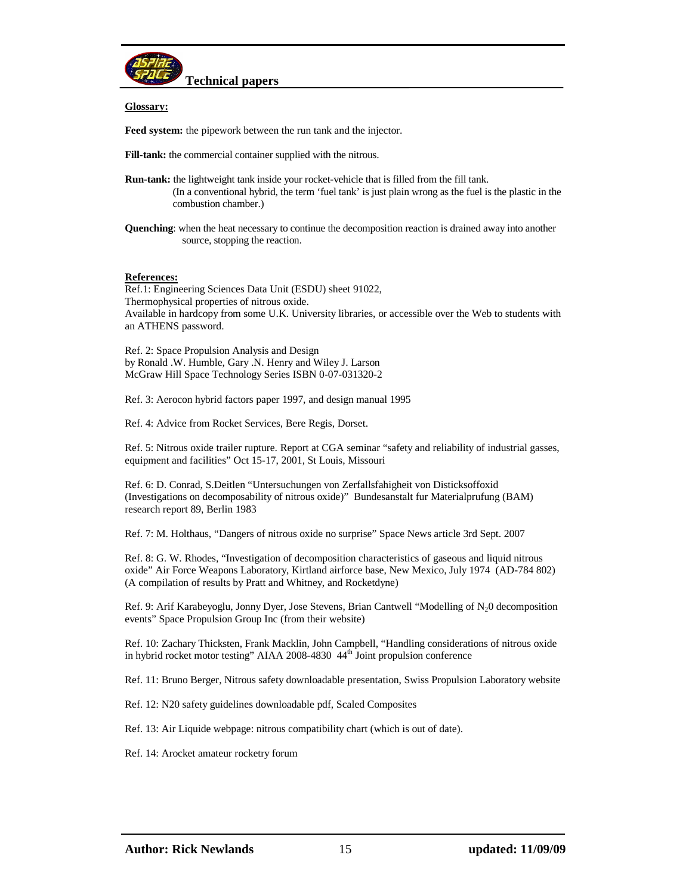**Glossary:**

**Feed system:** the pipework between the run tank and the injector.

**Fill-tank:** the commercial container supplied with the nitrous.

**Run-tank:** the lightweight tank inside your rocket-vehicle that is filled from the fill tank.
(In a conventional hybrid, the term 'fuel tank' is just plain wrong as the fuel is the plastic in the combustion chamber.)

**Quenching**: when the heat necessary to continue the decomposition reaction is drained away into another source, stopping the reaction.

**References:**

Ref.1: Engineering Sciences Data Unit (ESDU) sheet 91022,
Thermophysical properties of nitrous oxide.
Available in hardcopy from some U.K. University libraries, or accessible over the Web to students with an ATHENS password.

Ref. 2: Space Propulsion Analysis and Design
by Ronald .W. Humble, Gary .N. Henry and Wiley J. Larson
McGraw Hill Space Technology Series ISBN 0-07-031320-2

Ref. 3: Aerocon hybrid factors paper 1997, and design manual 1995

Ref. 4: Advice from Rocket Services, Bere Regis, Dorset.

Ref. 5: Nitrous oxide trailer rupture. Report at CGA seminar "safety and reliability of industrial gasses, equipment and facilities" Oct 15-17, 2001, St Louis, Missouri

Ref. 6: D. Conrad, S.Deitlen "Untersuchungen von Zerfallsfahigheit von Disticksoffoxid (Investigations on decomposability of nitrous oxide)" Bundesanstalt fur Materialprufung (BAM) research report 89, Berlin 1983

Ref. 7: M. Holthaus, "Dangers of nitrous oxide no surprise" Space News article 3rd Sept. 2007

Ref. 8: G. W. Rhodes, "Investigation of decomposition characteristics of gaseous and liquid nitrous oxide" Air Force Weapons Laboratory, Kirtland airforce base, New Mexico, July 1974 (AD-784 802) (A compilation of results by Pratt and Whitney, and Rocketdyne)

Ref. 9: Arif Karabeyoglu, Jonny Dyer, Jose Stevens, Brian Cantwell "Modelling of $N_20$ decomposition events" Space Propulsion Group Inc (from their website)

Ref. 10: Zachary Thicksten, Frank Macklin, John Campbell, "Handling considerations of nitrous oxide in hybrid rocket motor testing" AIAA 2008-4830 44th Joint propulsion conference

Ref. 11: Bruno Berger, Nitrous safety downloadable presentation, Swiss Propulsion Laboratory website

Ref. 12: N20 safety guidelines downloadable pdf, Scaled Composites

Ref. 13: Air Liquide webpage: nitrous compatibility chart (which is out of date).

Ref. 14: Arocket amateur rocketry forum